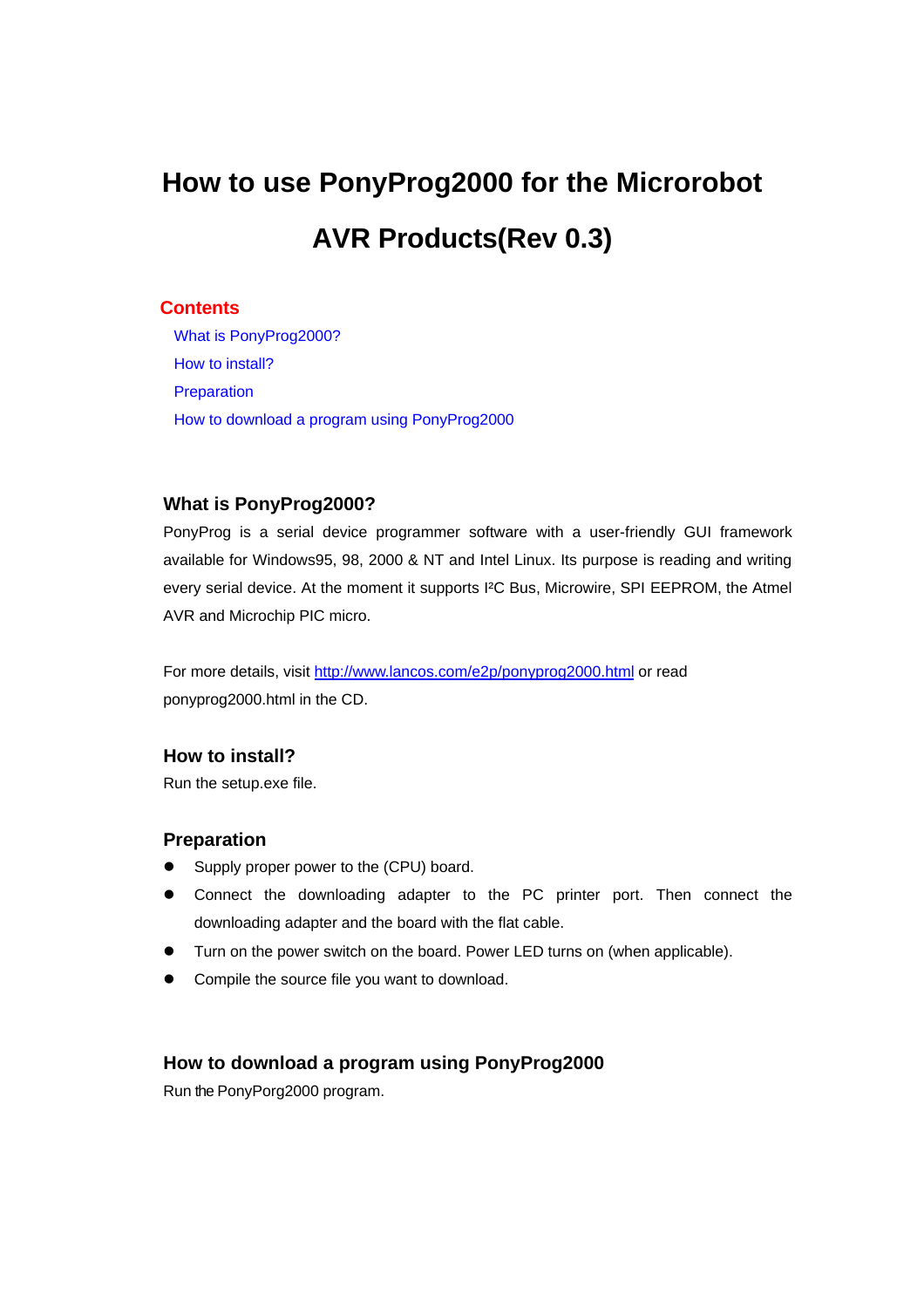# How to use PonyProg2000 for the Microrobot AVR Products(Rev 0.3)

**Contents**

- [What is PonyProg2000?](#)
- [How to install?](#)
- [Preparation](#)
- [How to download a program using PonyProg2000](#)

## What is PonyProg2000?

PonyProg is a serial device programmer software with a user-friendly GUI framework available for Windows95, 98, 2000 & NT and Intel Linux. Its purpose is reading and writing every serial device. At the moment it supports I²C Bus, Microwire, SPI EEPROM, the Atmel AVR and Microchip PIC micro.

For more details, visit http://www.lancos.com/e2p/ponyprog2000.html or read ponyprog2000.html in the CD.

## How to install?

Run the setup.exe file.

## Preparation

- Supply proper power to the (CPU) board.
- Connect the downloading adapter to the PC printer port. Then connect the downloading adapter and the board with the flat cable.
- Turn on the power switch on the board. Power LED turns on (when applicable).
- Compile the source file you want to download.

## How to download a program using PonyProg2000

Run the PonyPorg2000 program.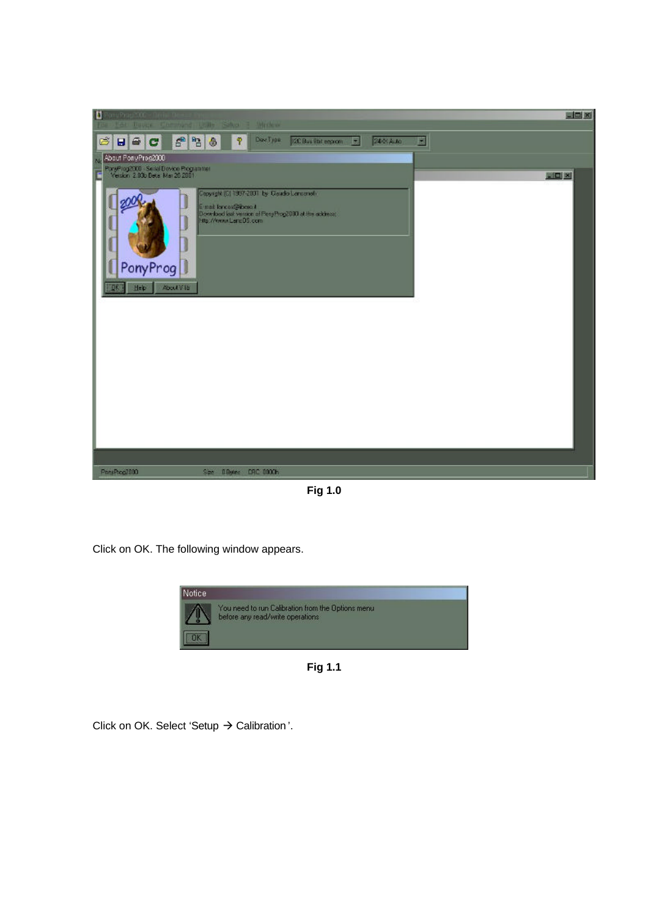Fig 1.0

Click on OK. The following window appears.

Fig 1.1

Click on OK. Select 'Setup → Calibration'.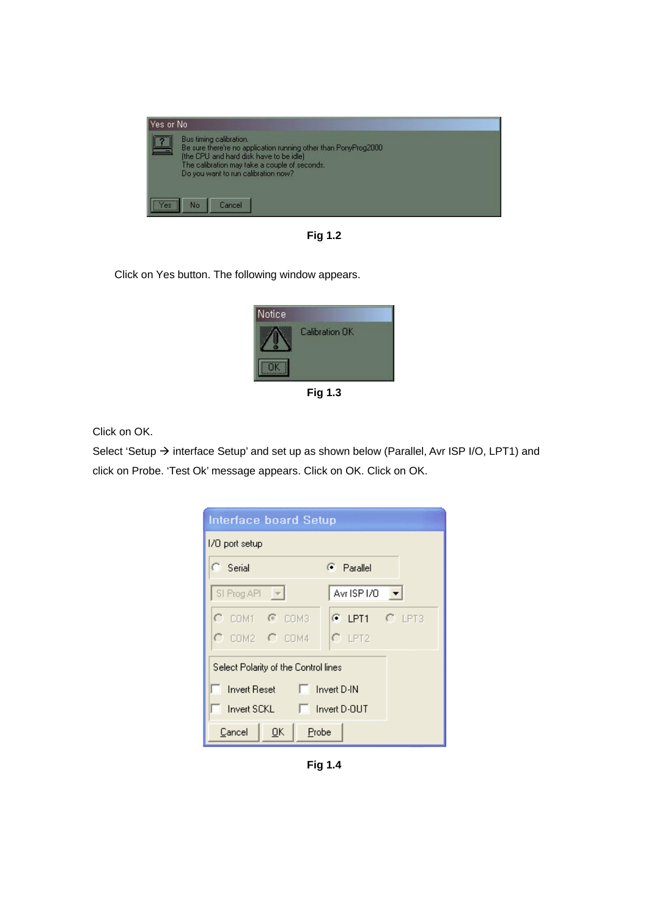Fig 1.2

Click on Yes button. The following window appears.

Fig 1.3

Click on OK.

Select 'Setup → interface Setup' and set up as shown below (Parallel, Avr ISP I/O, LPT1) and click on Probe. 'Test Ok' message appears. Click on OK. Click on OK.

Fig 1.4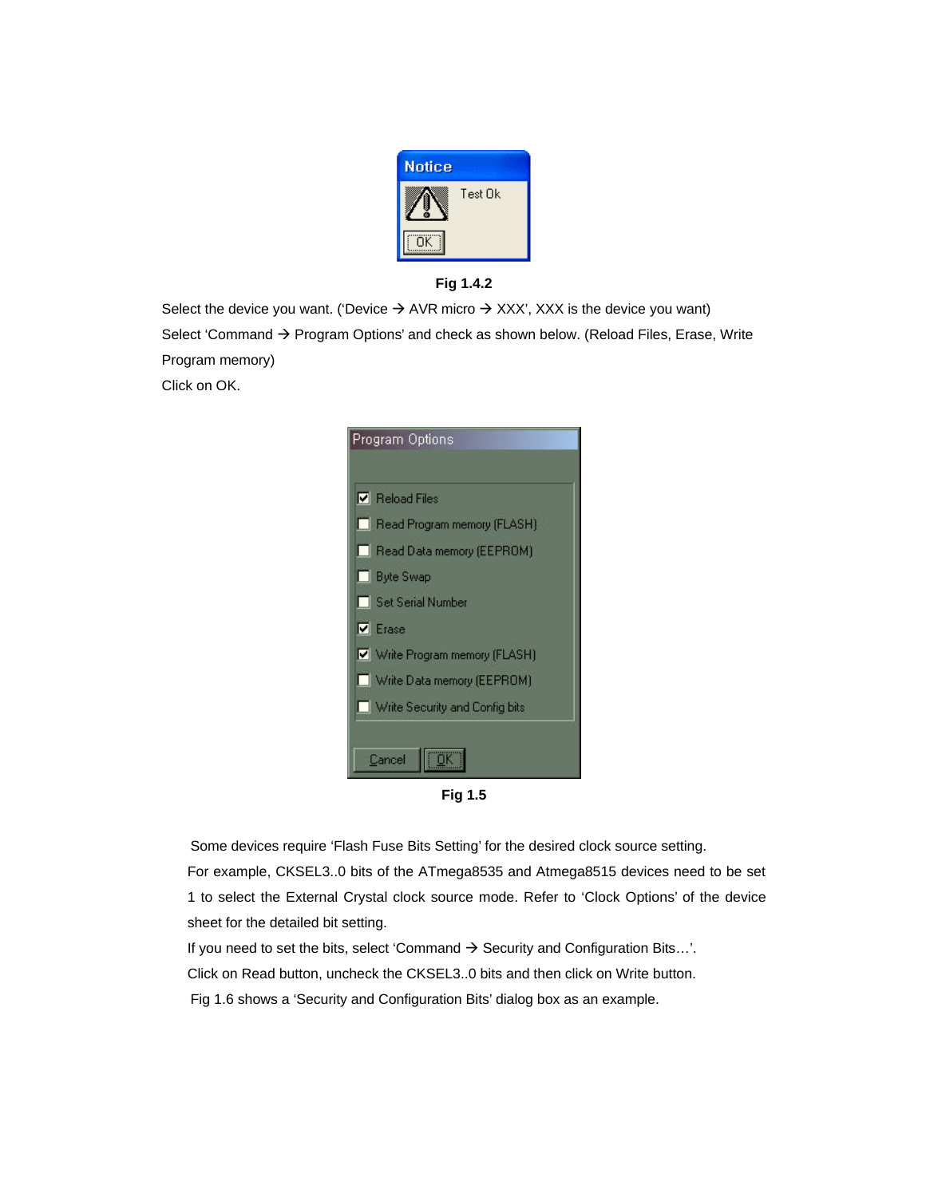Fig 1.4.2

Select the device you want. ('Device → AVR micro → XXX', XXX is the device you want)

Select 'Command → Program Options' and check as shown below. (Reload Files, Erase, Write Program memory)

Click on OK.

Fig 1.5

Some devices require 'Flash Fuse Bits Setting' for the desired clock source setting.

For example, CKSEL3..0 bits of the ATmega8535 and Atmega8515 devices need to be set 1 to select the External Crystal clock source mode. Refer to 'Clock Options' of the device sheet for the detailed bit setting.

If you need to set the bits, select 'Command → Security and Configuration Bits…'.

Click on Read button, uncheck the CKSEL3..0 bits and then click on Write button.

Fig 1.6 shows a 'Security and Configuration Bits' dialog box as an example.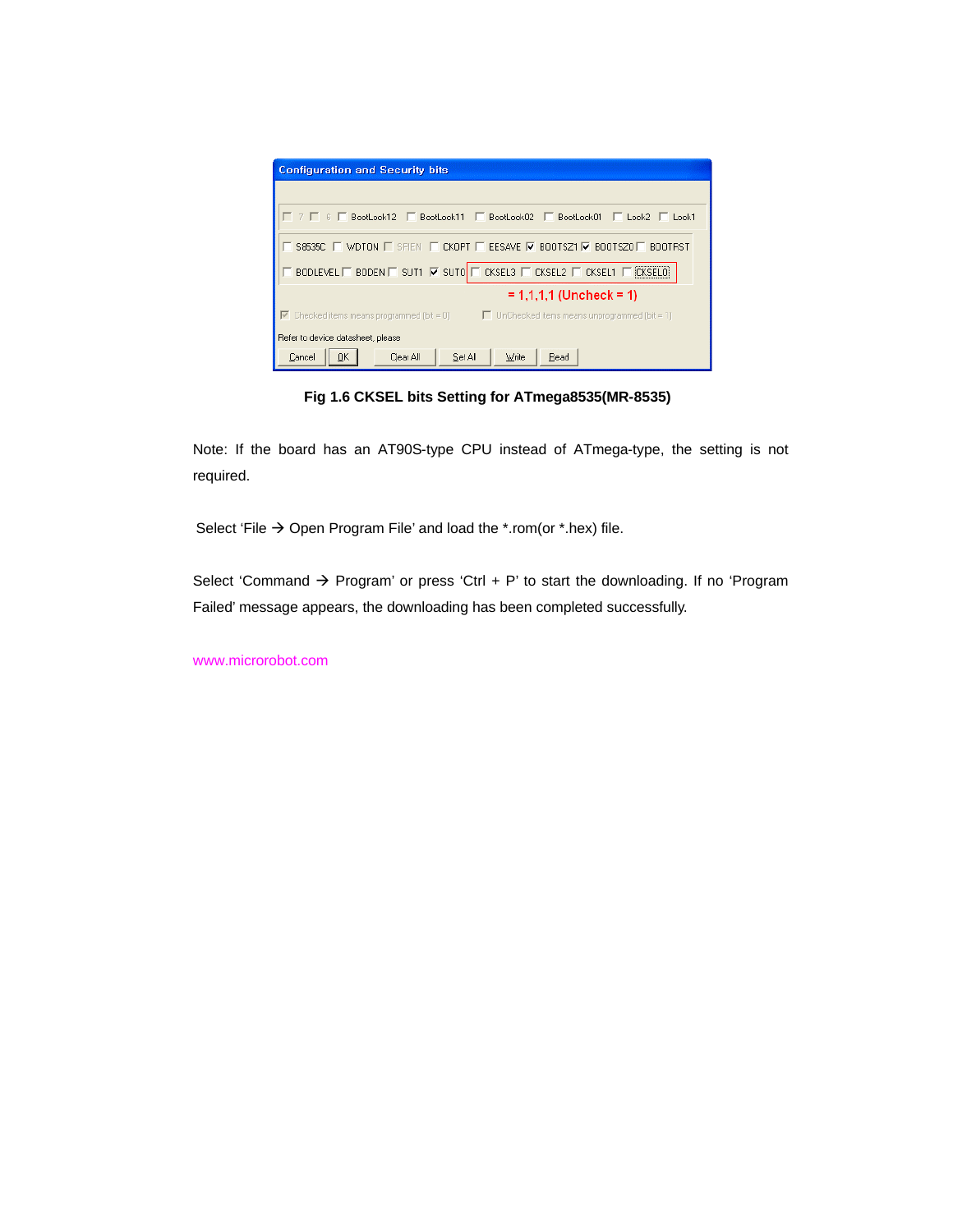**Fig 1.6 CKSEL bits Setting for ATmega8535(MR-8535)**

Note: If the board has an AT90S-type CPU instead of ATmega-type, the setting is not required.

Select 'File → Open Program File' and load the *.rom(or *.hex) file.

Select 'Command → Program' or press 'Ctrl + P' to start the downloading. If no 'Program Failed' message appears, the downloading has been completed successfully.

www.microrobot.com